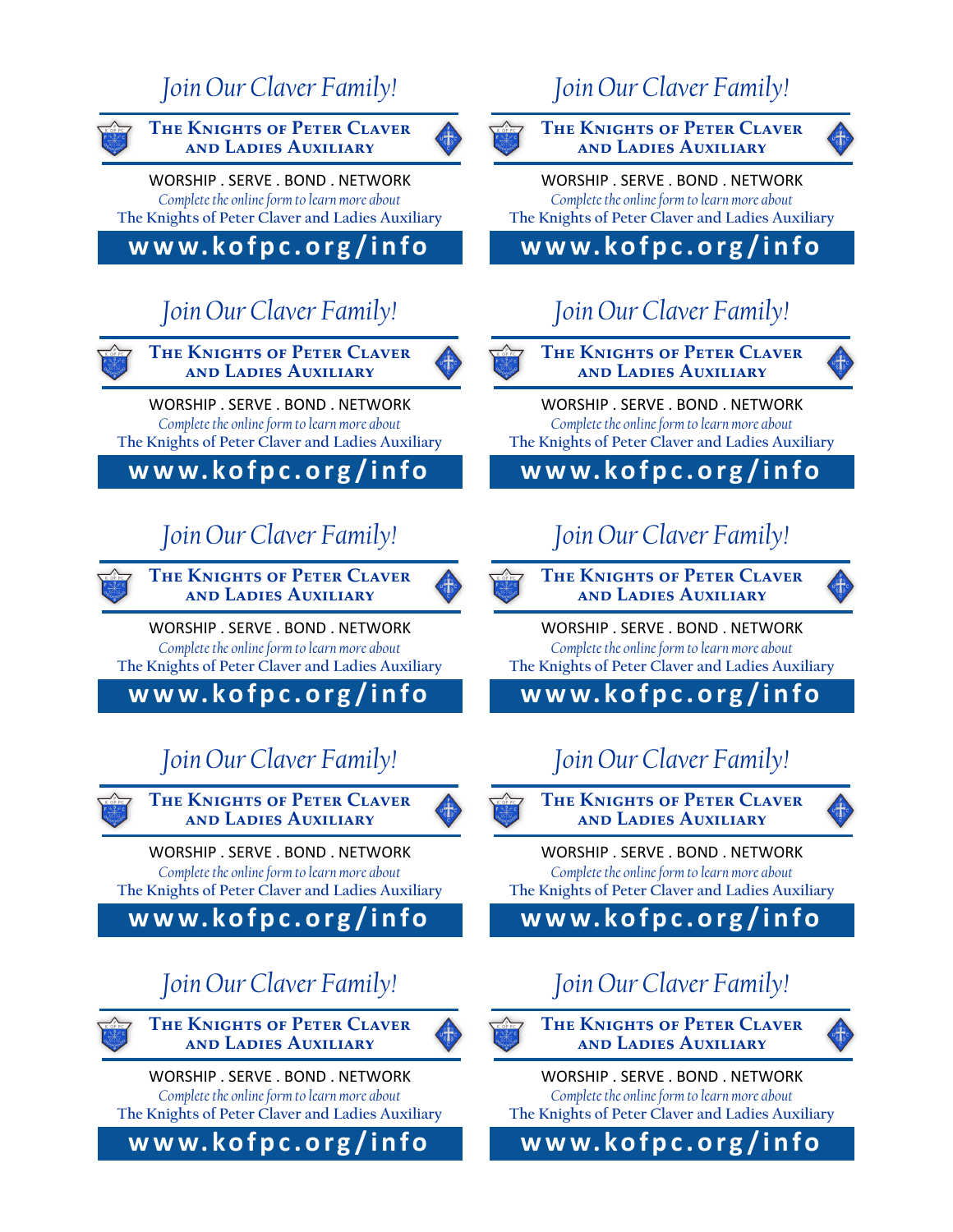*Join Our Claver Family!*

**The Knights of Peter Claver and Ladies Auxiliary**

WORSHIP . SERVE . BOND . NETWORK

*Complete the online form to learn more about*
The Knights of Peter Claver and Ladies Auxiliary

**www.kofpc.org/info**

*Join Our Claver Family!*

**The Knights of Peter Claver and Ladies Auxiliary**

WORSHIP . SERVE . BOND . NETWORK

*Complete the online form to learn more about*
The Knights of Peter Claver and Ladies Auxiliary

**www.kofpc.org/info**

*Join Our Claver Family!*

**The Knights of Peter Claver and Ladies Auxiliary**

WORSHIP . SERVE . BOND . NETWORK

*Complete the online form to learn more about*
The Knights of Peter Claver and Ladies Auxiliary

**www.kofpc.org/info**

*Join Our Claver Family!*

**The Knights of Peter Claver and Ladies Auxiliary**

WORSHIP . SERVE . BOND . NETWORK

*Complete the online form to learn more about*
The Knights of Peter Claver and Ladies Auxiliary

**www.kofpc.org/info**

*Join Our Claver Family!*

**The Knights of Peter Claver and Ladies Auxiliary**

WORSHIP . SERVE . BOND . NETWORK

*Complete the online form to learn more about*
The Knights of Peter Claver and Ladies Auxiliary

**www.kofpc.org/info**

*Join Our Claver Family!*

**The Knights of Peter Claver and Ladies Auxiliary**

WORSHIP . SERVE . BOND . NETWORK

*Complete the online form to learn more about*
The Knights of Peter Claver and Ladies Auxiliary

**www.kofpc.org/info**

*Join Our Claver Family!*

**The Knights of Peter Claver and Ladies Auxiliary**

WORSHIP . SERVE . BOND . NETWORK

*Complete the online form to learn more about*
The Knights of Peter Claver and Ladies Auxiliary

**www.kofpc.org/info**

*Join Our Claver Family!*

**The Knights of Peter Claver and Ladies Auxiliary**

WORSHIP . SERVE . BOND . NETWORK

*Complete the online form to learn more about*
The Knights of Peter Claver and Ladies Auxiliary

**www.kofpc.org/info**

*Join Our Claver Family!*

**The Knights of Peter Claver and Ladies Auxiliary**

WORSHIP . SERVE . BOND . NETWORK

*Complete the online form to learn more about*
The Knights of Peter Claver and Ladies Auxiliary

**www.kofpc.org/info**

*Join Our Claver Family!*

**The Knights of Peter Claver and Ladies Auxiliary**

WORSHIP . SERVE . BOND . NETWORK

*Complete the online form to learn more about*
The Knights of Peter Claver and Ladies Auxiliary

**www.kofpc.org/info**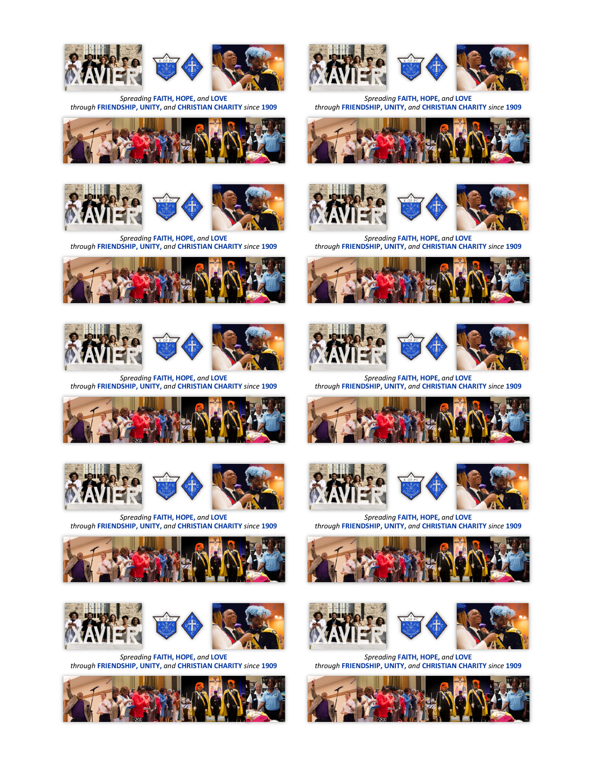*Spreading* **FAITH**, **HOPE**, *and* **LOVE**
*through* **FRIENDSHIP**, **UNITY**, *and* **CHRISTIAN CHARITY** *since* **1909**

*Spreading* **FAITH**, **HOPE**, *and* **LOVE**
*through* **FRIENDSHIP**, **UNITY**, *and* **CHRISTIAN CHARITY** *since* **1909**

*Spreading* **FAITH**, **HOPE**, *and* **LOVE**
*through* **FRIENDSHIP**, **UNITY**, *and* **CHRISTIAN CHARITY** *since* **1909**

*Spreading* **FAITH**, **HOPE**, *and* **LOVE**
*through* **FRIENDSHIP**, **UNITY**, *and* **CHRISTIAN CHARITY** *since* **1909**

*Spreading* **FAITH**, **HOPE**, *and* **LOVE**
*through* **FRIENDSHIP**, **UNITY**, *and* **CHRISTIAN CHARITY** *since* **1909**

*Spreading* **FAITH**, **HOPE**, *and* **LOVE**
*through* **FRIENDSHIP**, **UNITY**, *and* **CHRISTIAN CHARITY** *since* **1909**

*Spreading* **FAITH**, **HOPE**, *and* **LOVE**
*through* **FRIENDSHIP**, **UNITY**, *and* **CHRISTIAN CHARITY** *since* **1909**

*Spreading* **FAITH**, **HOPE**, *and* **LOVE**
*through* **FRIENDSHIP**, **UNITY**, *and* **CHRISTIAN CHARITY** *since* **1909**

*Spreading* **FAITH**, **HOPE**, *and* **LOVE**
*through* **FRIENDSHIP**, **UNITY**, *and* **CHRISTIAN CHARITY** *since* **1909**

*Spreading* **FAITH**, **HOPE**, *and* **LOVE**
*through* **FRIENDSHIP**, **UNITY**, *and* **CHRISTIAN CHARITY** *since* **1909**